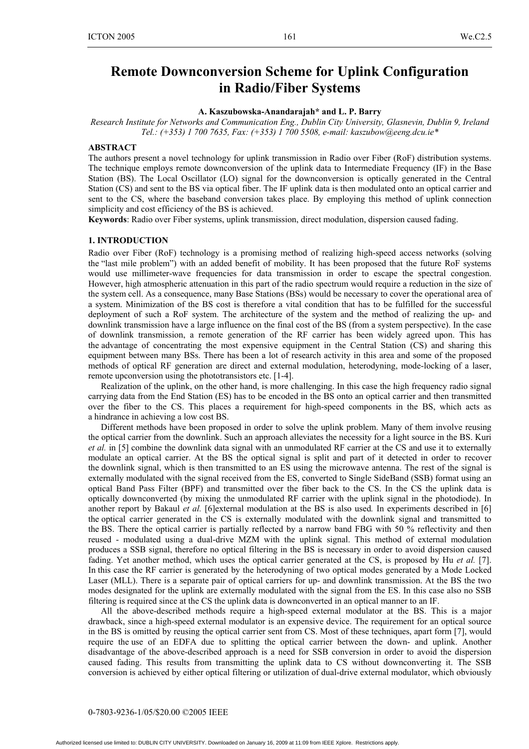# Remote Downconversion Scheme for Uplink Configuration in Radio/Fiber Systems

**A. Kaszubowska-Anandarajah* and L. P. Barry**

*Research Institute for Networks and Communication Eng., Dublin City University, Glasnevin, Dublin 9, Ireland*
*Tel.: (+353) 1 700 7635, Fax: (+353) 1 700 5508, e-mail: kaszubow@eeng.dcu.ie**

**ABSTRACT**

The authors present a novel technology for uplink transmission in Radio over Fiber (RoF) distribution systems. The technique employs remote downconversion of the uplink data to Intermediate Frequency (IF) in the Base Station (BS). The Local Oscillator (LO) signal for the downconversion is optically generated in the Central Station (CS) and sent to the BS via optical fiber. The IF uplink data is then modulated onto an optical carrier and sent to the CS, where the baseband conversion takes place. By employing this method of uplink connection simplicity and cost efficiency of the BS is achieved.

**Keywords**: Radio over Fiber systems, uplink transmission, direct modulation, dispersion caused fading.

## 1. INTRODUCTION

Radio over Fiber (RoF) technology is a promising method of realizing high-speed access networks (solving the "last mile problem") with an added benefit of mobility. It has been proposed that the future RoF systems would use millimeter-wave frequencies for data transmission in order to escape the spectral congestion. However, high atmospheric attenuation in this part of the radio spectrum would require a reduction in the size of the system cell. As a consequence, many Base Stations (BSs) would be necessary to cover the operational area of a system. Minimization of the BS cost is therefore a vital condition that has to be fulfilled for the successful deployment of such a RoF system. The architecture of the system and the method of realizing the up- and downlink transmission have a large influence on the final cost of the BS (from a system perspective). In the case of downlink transmission, a remote generation of the RF carrier has been widely agreed upon. This has the advantage of concentrating the most expensive equipment in the Central Station (CS) and sharing this equipment between many BSs. There has been a lot of research activity in this area and some of the proposed methods of optical RF generation are direct and external modulation, heterodyning, mode-locking of a laser, remote upconversion using the phototransistors etc. [1-4].

Realization of the uplink, on the other hand, is more challenging. In this case the high frequency radio signal carrying data from the End Station (ES) has to be encoded in the BS onto an optical carrier and then transmitted over the fiber to the CS. This places a requirement for high-speed components in the BS, which acts as a hindrance in achieving a low cost BS.

Different methods have been proposed in order to solve the uplink problem. Many of them involve reusing the optical carrier from the downlink. Such an approach alleviates the necessity for a light source in the BS. Kuri *et al.* in [5] combine the downlink data signal with an unmodulated RF carrier at the CS and use it to externally modulate an optical carrier. At the BS the optical signal is split and part of it detected in order to recover the downlink signal, which is then transmitted to an ES using the microwave antenna. The rest of the signal is externally modulated with the signal received from the ES, converted to Single SideBand (SSB) format using an optical Band Pass Filter (BPF) and transmitted over the fiber back to the CS. In the CS the uplink data is optically downconverted (by mixing the unmodulated RF carrier with the uplink signal in the photodiode). In another report by Bakaul *et al.* [6]external modulation at the BS is also used*.* In experiments described in [6] the optical carrier generated in the CS is externally modulated with the downlink signal and transmitted to the BS. There the optical carrier is partially reflected by a narrow band FBG with 50 % reflectivity and then reused - modulated using a dual-drive MZM with the uplink signal. This method of external modulation produces a SSB signal, therefore no optical filtering in the BS is necessary in order to avoid dispersion caused fading. Yet another method, which uses the optical carrier generated at the CS, is proposed by Hu *et al.* [7]. In this case the RF carrier is generated by the heterodyning of two optical modes generated by a Mode Locked Laser (MLL). There is a separate pair of optical carriers for up- and downlink transmission. At the BS the two modes designated for the uplink are externally modulated with the signal from the ES. In this case also no SSB filtering is required since at the CS the uplink data is downconverted in an optical manner to an IF.

All the above-described methods require a high-speed external modulator at the BS. This is a major drawback, since a high-speed external modulator is an expensive device. The requirement for an optical source in the BS is omitted by reusing the optical carrier sent from CS. Most of these techniques, apart form [7], would require the use of an EDFA due to splitting the optical carrier between the down- and uplink. Another disadvantage of the above-described approach is a need for SSB conversion in order to avoid the dispersion caused fading. This results from transmitting the uplink data to CS without downconverting it. The SSB conversion is achieved by either optical filtering or utilization of dual-drive external modulator, which obviously

0-7803-9236-1/05/$20.00 ©2005 IEEE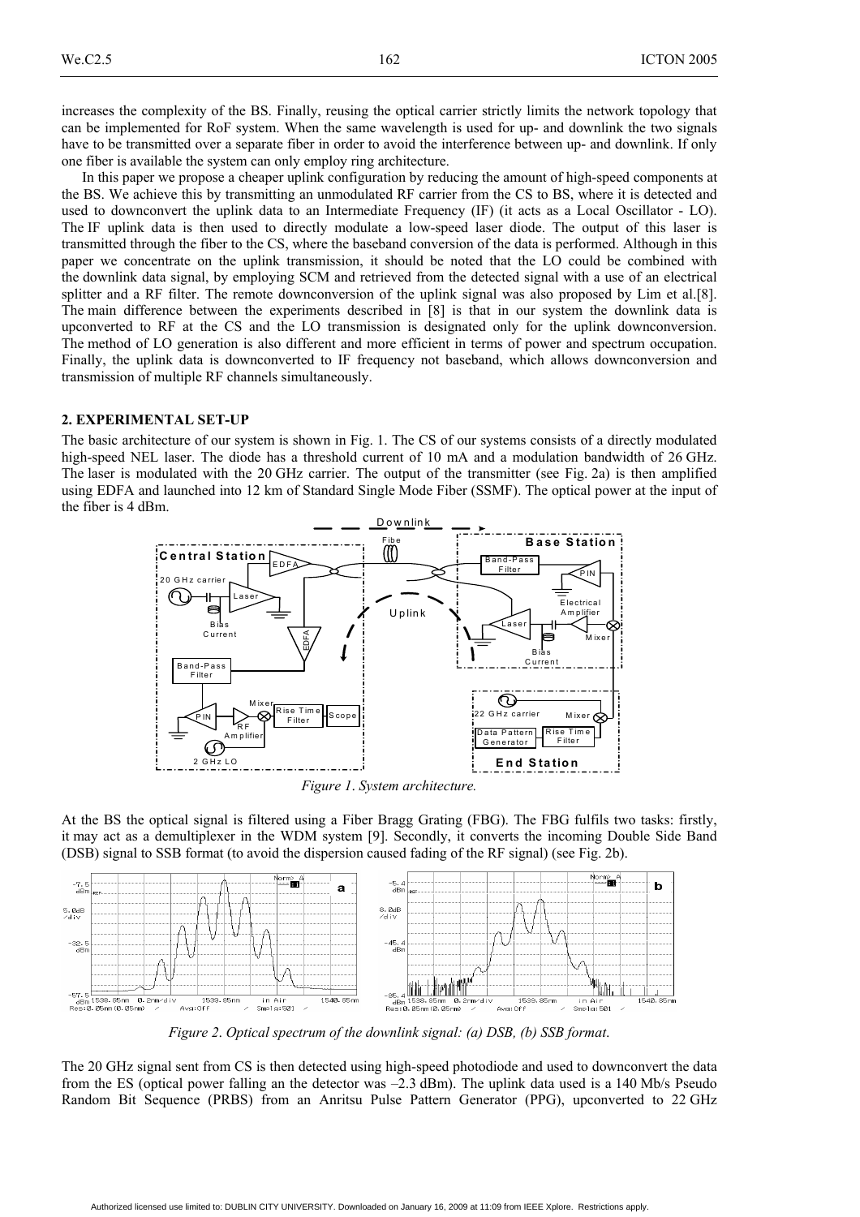increases the complexity of the BS. Finally, reusing the optical carrier strictly limits the network topology that can be implemented for RoF system. When the same wavelength is used for up- and downlink the two signals have to be transmitted over a separate fiber in order to avoid the interference between up- and downlink. If only one fiber is available the system can only employ ring architecture.

In this paper we propose a cheaper uplink configuration by reducing the amount of high-speed components at the BS. We achieve this by transmitting an unmodulated RF carrier from the CS to BS, where it is detected and used to downconvert the uplink data to an Intermediate Frequency (IF) (it acts as a Local Oscillator - LO). The IF uplink data is then used to directly modulate a low-speed laser diode. The output of this laser is transmitted through the fiber to the CS, where the baseband conversion of the data is performed. Although in this paper we concentrate on the uplink transmission, it should be noted that the LO could be combined with the downlink data signal, by employing SCM and retrieved from the detected signal with a use of an electrical splitter and a RF filter. The remote downconversion of the uplink signal was also proposed by Lim et al.[8]. The main difference between the experiments described in [8] is that in our system the downlink data is upconverted to RF at the CS and the LO transmission is designated only for the uplink downconversion. The method of LO generation is also different and more efficient in terms of power and spectrum occupation. Finally, the uplink data is downconverted to IF frequency not baseband, which allows downconversion and transmission of multiple RF channels simultaneously.

## 2. EXPERIMENTAL SET-UP

The basic architecture of our system is shown in Fig. 1. The CS of our systems consists of a directly modulated high-speed NEL laser. The diode has a threshold current of 10 mA and a modulation bandwidth of 26 GHz. The laser is modulated with the 20 GHz carrier. The output of the transmitter (see Fig. 2a) is then amplified using EDFA and launched into 12 km of Standard Single Mode Fiber (SSMF). The optical power at the input of the fiber is 4 dBm.

Downlink
Fibe
Central Station
EDFA
20 GHz carrier
Laser
Bias Current
EDFA
Band-Pass Filter
PIN
RF Amplifier
Mixer
Rise Time Filter
Scope
2 GHz LO
Uplink
Base Station
Band-Pass Filter
PIN
Electrical Amplifier
Laser
Mixer
Bias Current
22 GHz carrier
Mixer
Data Pattern Generator
Rise Time Filter
End Station

*Figure 1. System architecture.*

At the BS the optical signal is filtered using a Fiber Bragg Grating (FBG). The FBG fulfils two tasks: firstly, it may act as a demultiplexer in the WDM system [9]. Secondly, it converts the incoming Double Side Band (DSB) signal to SSB format (to avoid the dispersion caused fading of the RF signal) (see Fig. 2b).

a
-7.5 dBm
5.0dB /div
-32.5 dBm
-57.5 dBm
1538.85nm 0.2nm/div 1539.85nm in Air 1540.85nm
Res:0.05nm(0.05nm) Avg:Off Smpl:501

b
-5.4 dBm
8.0dB /div
-45.4 dBm
-85.4 dBm
1538.85nm 0.2nm/div 1539.85nm in Air 1540.85nm
Res:0.05nm(0.05nm) Avg:Off Smpl:501

*Figure 2. Optical spectrum of the downlink signal: (a) DSB, (b) SSB format.*

The 20 GHz signal sent from CS is then detected using high-speed photodiode and used to downconvert the data from the ES (optical power falling an the detector was –2.3 dBm). The uplink data used is a 140 Mb/s Pseudo Random Bit Sequence (PRBS) from an Anritsu Pulse Pattern Generator (PPG), upconverted to 22 GHz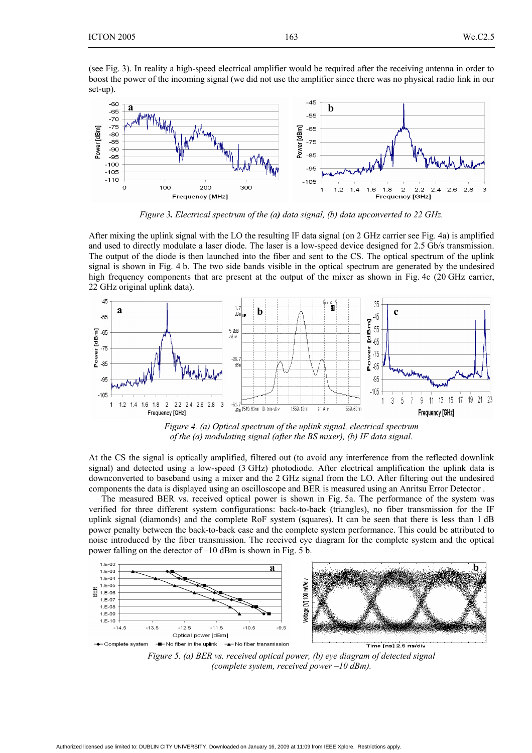(see Fig. 3). In reality a high-speed electrical amplifier would be required after the receiving antenna in order to boost the power of the incoming signal (we did not use the amplifier since there was no physical radio link in our set-up).

*Figure 3. Electrical spectrum of the (a) data signal, (b) data upconverted to 22 GHz.*

After mixing the uplink signal with the LO the resulting IF data signal (on 2 GHz carrier see Fig. 4a) is amplified and used to directly modulate a laser diode. The laser is a low-speed device designed for 2.5 Gb/s transmission. The output of the diode is then launched into the fiber and sent to the CS. The optical spectrum of the uplink signal is shown in Fig. 4 b. The two side bands visible in the optical spectrum are generated by the undesired high frequency components that are present at the output of the mixer as shown in Fig. 4c (20 GHz carrier, 22 GHz original uplink data).

*Figure 4. (a) Optical spectrum of the uplink signal, electrical spectrum of the (a) modulating signal (after the BS mixer), (b) IF data signal.*

At the CS the signal is optically amplified, filtered out (to avoid any interference from the reflected downlink signal) and detected using a low-speed (3 GHz) photodiode. After electrical amplification the uplink data is downconverted to baseband using a mixer and the 2 GHz signal from the LO. After filtering out the undesired components the data is displayed using an oscilloscope and BER is measured using an Anritsu Error Detector .

The measured BER vs. received optical power is shown in Fig. 5a. The performance of the system was verified for three different system configurations: back-to-back (triangles), no fiber transmission for the IF uplink signal (diamonds) and the complete RoF system (squares). It can be seen that there is less than 1 dB power penalty between the back-to-back case and the complete system performance. This could be attributed to noise introduced by the fiber transmission. The received eye diagram for the complete system and the optical power falling on the detector of –10 dBm is shown in Fig. 5 b.

*Figure 5. (a) BER vs. received optical power, (b) eye diagram of detected signal (complete system, received power –10 dBm).*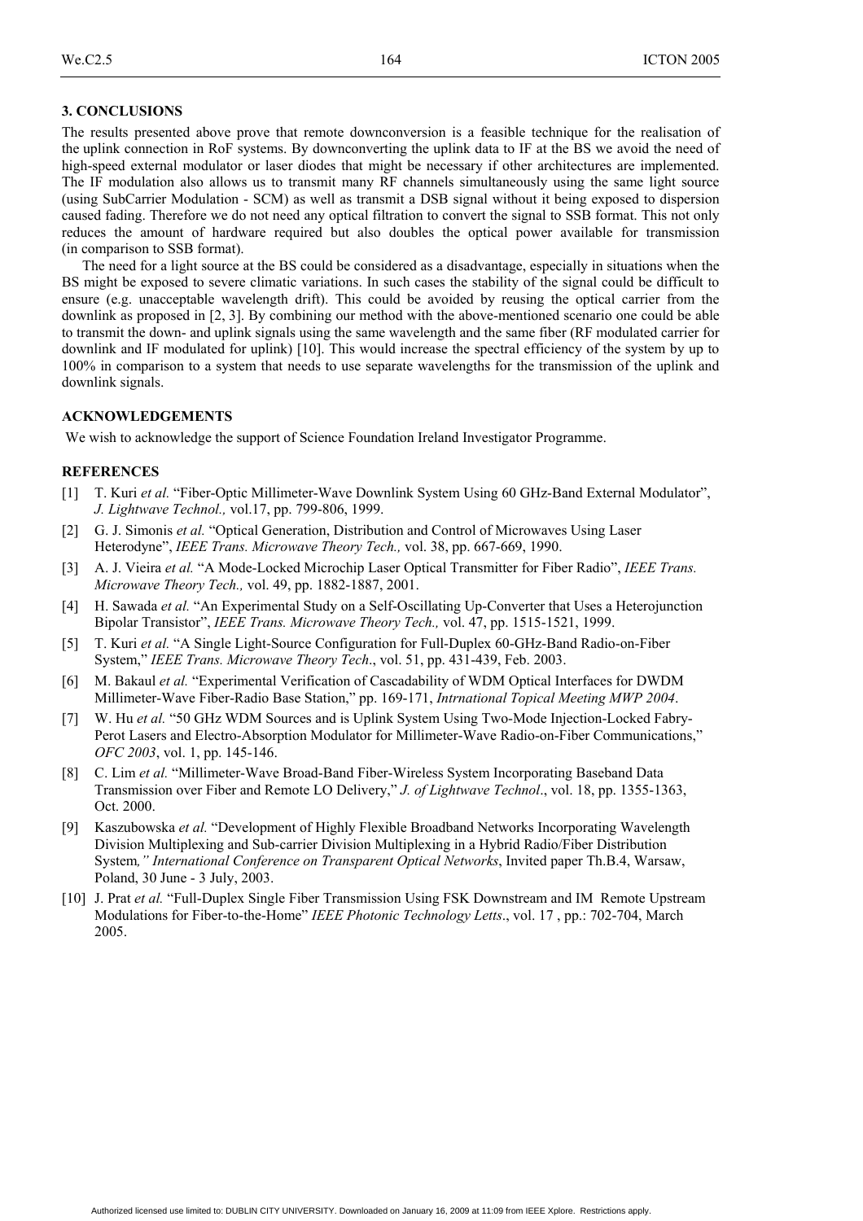## 3. CONCLUSIONS

The results presented above prove that remote downconversion is a feasible technique for the realisation of the uplink connection in RoF systems. By downconverting the uplink data to IF at the BS we avoid the need of high-speed external modulator or laser diodes that might be necessary if other architectures are implemented. The IF modulation also allows us to transmit many RF channels simultaneously using the same light source (using SubCarrier Modulation - SCM) as well as transmit a DSB signal without it being exposed to dispersion caused fading. Therefore we do not need any optical filtration to convert the signal to SSB format. This not only reduces the amount of hardware required but also doubles the optical power available for transmission (in comparison to SSB format).

The need for a light source at the BS could be considered as a disadvantage, especially in situations when the BS might be exposed to severe climatic variations. In such cases the stability of the signal could be difficult to ensure (e.g. unacceptable wavelength drift). This could be avoided by reusing the optical carrier from the downlink as proposed in [2, 3]. By combining our method with the above-mentioned scenario one could be able to transmit the down- and uplink signals using the same wavelength and the same fiber (RF modulated carrier for downlink and IF modulated for uplink) [10]. This would increase the spectral efficiency of the system by up to 100% in comparison to a system that needs to use separate wavelengths for the transmission of the uplink and downlink signals.

## ACKNOWLEDGEMENTS

We wish to acknowledge the support of Science Foundation Ireland Investigator Programme.

## REFERENCES

[1] T. Kuri *et al.* "Fiber-Optic Millimeter-Wave Downlink System Using 60 GHz-Band External Modulator", *J. Lightwave Technol.,* vol.17, pp. 799-806, 1999.

[2] G. J. Simonis *et al.* "Optical Generation, Distribution and Control of Microwaves Using Laser Heterodyne", *IEEE Trans. Microwave Theory Tech.,* vol. 38, pp. 667-669, 1990.

[3] A. J. Vieira *et al.* "A Mode-Locked Microchip Laser Optical Transmitter for Fiber Radio", *IEEE Trans. Microwave Theory Tech.,* vol. 49, pp. 1882-1887, 2001.

[4] H. Sawada *et al.* "An Experimental Study on a Self-Oscillating Up-Converter that Uses a Heterojunction Bipolar Transistor", *IEEE Trans. Microwave Theory Tech.,* vol. 47, pp. 1515-1521, 1999.

[5] T. Kuri *et al.* "A Single Light-Source Configuration for Full-Duplex 60-GHz-Band Radio-on-Fiber System," *IEEE Trans. Microwave Theory Tech*., vol. 51, pp. 431-439, Feb. 2003.

[6] M. Bakaul *et al.* "Experimental Verification of Cascadability of WDM Optical Interfaces for DWDM Millimeter-Wave Fiber-Radio Base Station," pp. 169-171, *Intrnational Topical Meeting MWP 2004*.

[7] W. Hu *et al.* "50 GHz WDM Sources and is Uplink System Using Two-Mode Injection-Locked Fabry-Perot Lasers and Electro-Absorption Modulator for Millimeter-Wave Radio-on-Fiber Communications," *OFC 2003*, vol. 1, pp. 145-146.

[8] C. Lim *et al.* "Millimeter-Wave Broad-Band Fiber-Wireless System Incorporating Baseband Data Transmission over Fiber and Remote LO Delivery," *J. of Lightwave Technol*., vol. 18, pp. 1355-1363, Oct. 2000.

[9] Kaszubowska *et al.* "Development of Highly Flexible Broadband Networks Incorporating Wavelength Division Multiplexing and Sub-carrier Division Multiplexing in a Hybrid Radio/Fiber Distribution System*," International Conference on Transparent Optical Networks*, Invited paper Th.B.4, Warsaw, Poland, 30 June - 3 July, 2003.

[10] J. Prat *et al.* "Full-Duplex Single Fiber Transmission Using FSK Downstream and IM Remote Upstream Modulations for Fiber-to-the-Home" *IEEE Photonic Technology Letts*., vol. 17 , pp.: 702-704, March 2005.